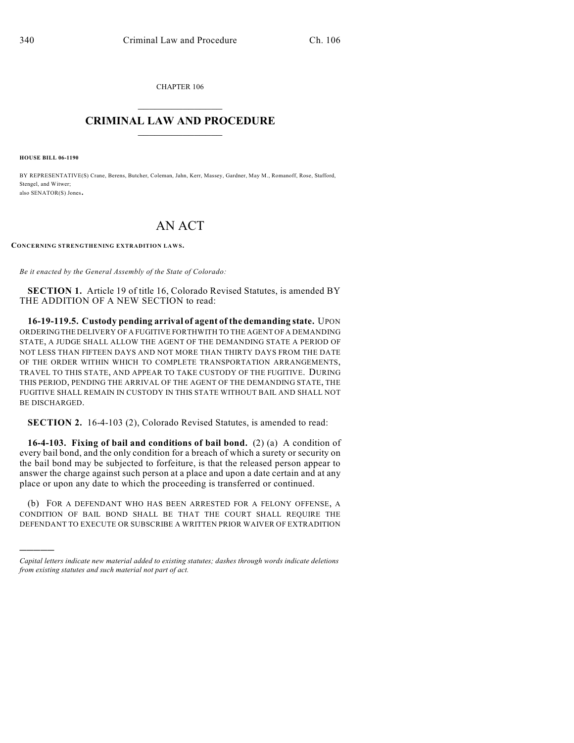CHAPTER 106

# CRIMINAL LAW AND PROCEDURE

**HOUSE BILL 06-1190**

BY REPRESENTATIVE(S) Crane, Berens, Butcher, Coleman, Jahn, Kerr, Massey, Gardner, May M., Romanoff, Rose, Stafford, Stengel, and Witwer;
also SENATOR(S) Jones.

# AN ACT

**CONCERNING STRENGTHENING EXTRADITION LAWS.**

*Be it enacted by the General Assembly of the State of Colorado:*

**SECTION 1.** Article 19 of title 16, Colorado Revised Statutes, is amended BY THE ADDITION OF A NEW SECTION to read:

**16-19-119.5. Custody pending arrival of agent of the demanding state.** UPON ORDERING THE DELIVERY OF A FUGITIVE FORTHWITH TO THE AGENT OF A DEMANDING STATE, A JUDGE SHALL ALLOW THE AGENT OF THE DEMANDING STATE A PERIOD OF NOT LESS THAN FIFTEEN DAYS AND NOT MORE THAN THIRTY DAYS FROM THE DATE OF THE ORDER WITHIN WHICH TO COMPLETE TRANSPORTATION ARRANGEMENTS, TRAVEL TO THIS STATE, AND APPEAR TO TAKE CUSTODY OF THE FUGITIVE. DURING THIS PERIOD, PENDING THE ARRIVAL OF THE AGENT OF THE DEMANDING STATE, THE FUGITIVE SHALL REMAIN IN CUSTODY IN THIS STATE WITHOUT BAIL AND SHALL NOT BE DISCHARGED.

**SECTION 2.** 16-4-103 (2), Colorado Revised Statutes, is amended to read:

**16-4-103. Fixing of bail and conditions of bail bond.** (2) (a) A condition of every bail bond, and the only condition for a breach of which a surety or security on the bail bond may be subjected to forfeiture, is that the released person appear to answer the charge against such person at a place and upon a date certain and at any place or upon any date to which the proceeding is transferred or continued.

(b) FOR A DEFENDANT WHO HAS BEEN ARRESTED FOR A FELONY OFFENSE, A CONDITION OF BAIL BOND SHALL BE THAT THE COURT SHALL REQUIRE THE DEFENDANT TO EXECUTE OR SUBSCRIBE A WRITTEN PRIOR WAIVER OF EXTRADITION

---

*Capital letters indicate new material added to existing statutes; dashes through words indicate deletions from existing statutes and such material not part of act.*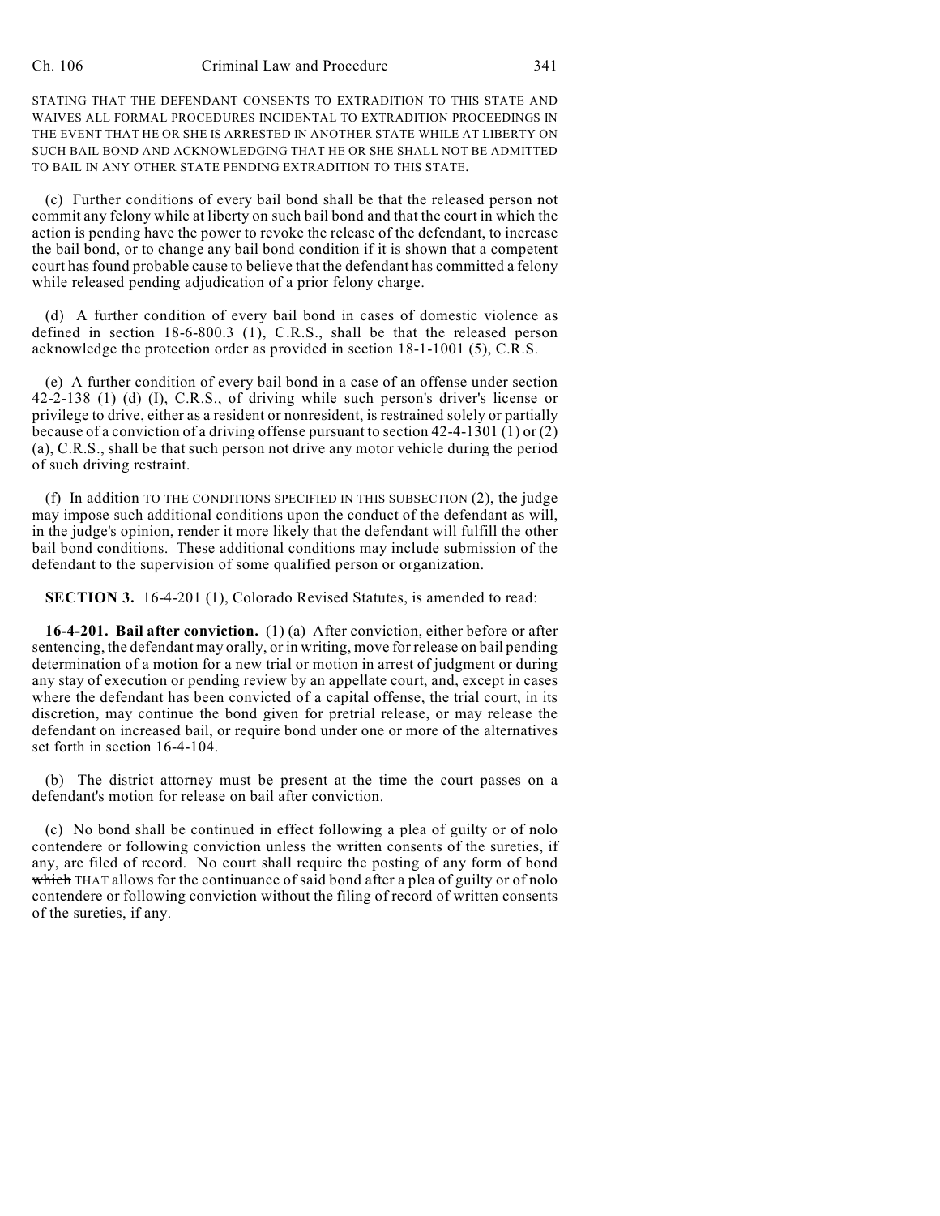STATING THAT THE DEFENDANT CONSENTS TO EXTRADITION TO THIS STATE AND WAIVES ALL FORMAL PROCEDURES INCIDENTAL TO EXTRADITION PROCEEDINGS IN THE EVENT THAT HE OR SHE IS ARRESTED IN ANOTHER STATE WHILE AT LIBERTY ON SUCH BAIL BOND AND ACKNOWLEDGING THAT HE OR SHE SHALL NOT BE ADMITTED TO BAIL IN ANY OTHER STATE PENDING EXTRADITION TO THIS STATE.

(c) Further conditions of every bail bond shall be that the released person not commit any felony while at liberty on such bail bond and that the court in which the action is pending have the power to revoke the release of the defendant, to increase the bail bond, or to change any bail bond condition if it is shown that a competent court has found probable cause to believe that the defendant has committed a felony while released pending adjudication of a prior felony charge.

(d) A further condition of every bail bond in cases of domestic violence as defined in section 18-6-800.3 (1), C.R.S., shall be that the released person acknowledge the protection order as provided in section 18-1-1001 (5), C.R.S.

(e) A further condition of every bail bond in a case of an offense under section 42-2-138 (1) (d) (I), C.R.S., of driving while such person's driver's license or privilege to drive, either as a resident or nonresident, is restrained solely or partially because of a conviction of a driving offense pursuant to section 42-4-1301 (1) or (2) (a), C.R.S., shall be that such person not drive any motor vehicle during the period of such driving restraint.

(f) In addition TO THE CONDITIONS SPECIFIED IN THIS SUBSECTION (2), the judge may impose such additional conditions upon the conduct of the defendant as will, in the judge's opinion, render it more likely that the defendant will fulfill the other bail bond conditions. These additional conditions may include submission of the defendant to the supervision of some qualified person or organization.

**SECTION 3.** 16-4-201 (1), Colorado Revised Statutes, is amended to read:

**16-4-201. Bail after conviction.** (1) (a) After conviction, either before or after sentencing, the defendant may orally, or in writing, move for release on bail pending determination of a motion for a new trial or motion in arrest of judgment or during any stay of execution or pending review by an appellate court, and, except in cases where the defendant has been convicted of a capital offense, the trial court, in its discretion, may continue the bond given for pretrial release, or may release the defendant on increased bail, or require bond under one or more of the alternatives set forth in section 16-4-104.

(b) The district attorney must be present at the time the court passes on a defendant's motion for release on bail after conviction.

(c) No bond shall be continued in effect following a plea of guilty or of nolo contendere or following conviction unless the written consents of the sureties, if any, are filed of record. No court shall require the posting of any form of bond ~~which~~ THAT allows for the continuance of said bond after a plea of guilty or of nolo contendere or following conviction without the filing of record of written consents of the sureties, if any.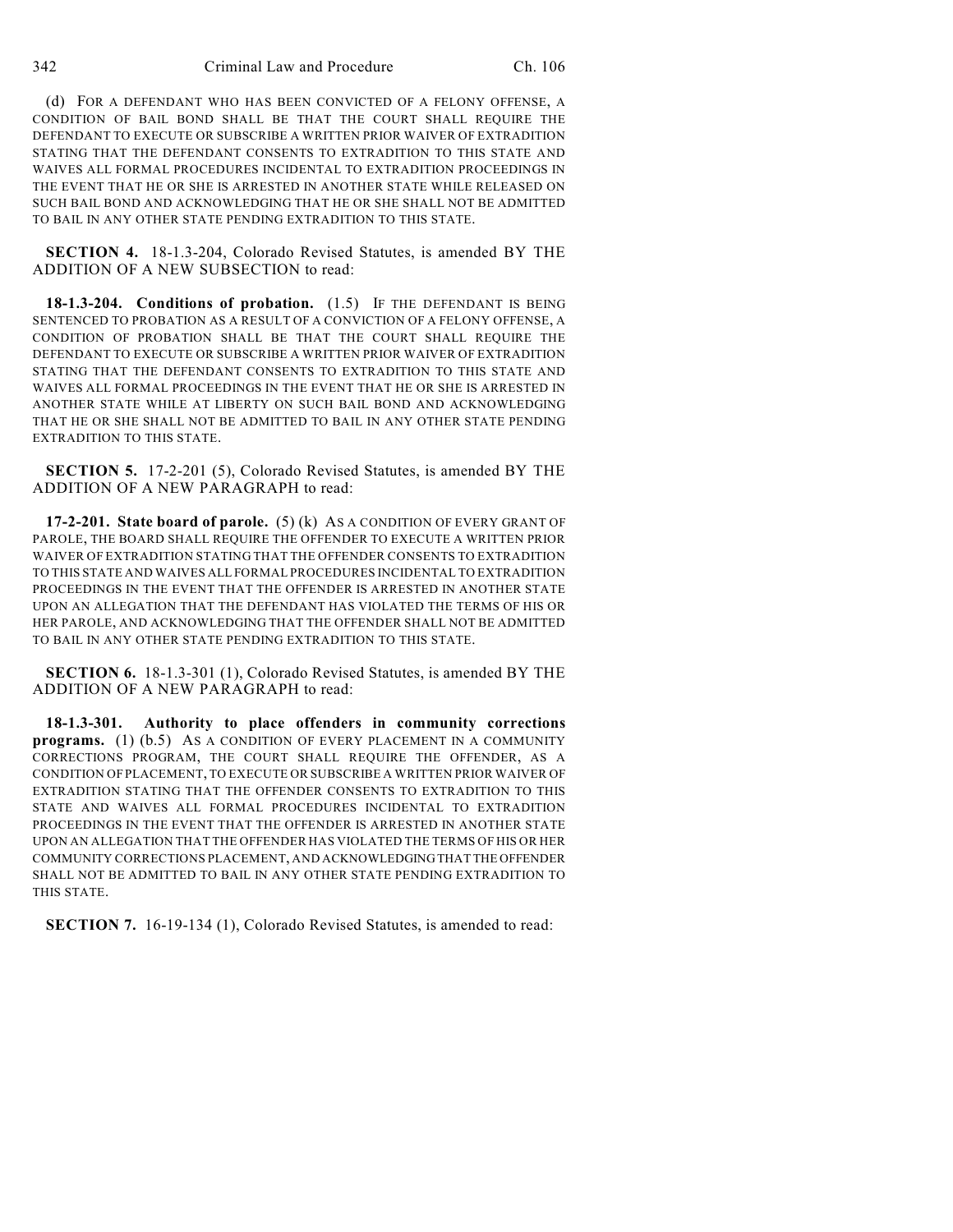(d) FOR A DEFENDANT WHO HAS BEEN CONVICTED OF A FELONY OFFENSE, A CONDITION OF BAIL BOND SHALL BE THAT THE COURT SHALL REQUIRE THE DEFENDANT TO EXECUTE OR SUBSCRIBE A WRITTEN PRIOR WAIVER OF EXTRADITION STATING THAT THE DEFENDANT CONSENTS TO EXTRADITION TO THIS STATE AND WAIVES ALL FORMAL PROCEDURES INCIDENTAL TO EXTRADITION PROCEEDINGS IN THE EVENT THAT HE OR SHE IS ARRESTED IN ANOTHER STATE WHILE RELEASED ON SUCH BAIL BOND AND ACKNOWLEDGING THAT HE OR SHE SHALL NOT BE ADMITTED TO BAIL IN ANY OTHER STATE PENDING EXTRADITION TO THIS STATE.

**SECTION 4.** 18-1.3-204, Colorado Revised Statutes, is amended BY THE ADDITION OF A NEW SUBSECTION to read:

**18-1.3-204. Conditions of probation.** (1.5) IF THE DEFENDANT IS BEING SENTENCED TO PROBATION AS A RESULT OF A CONVICTION OF A FELONY OFFENSE, A CONDITION OF PROBATION SHALL BE THAT THE COURT SHALL REQUIRE THE DEFENDANT TO EXECUTE OR SUBSCRIBE A WRITTEN PRIOR WAIVER OF EXTRADITION STATING THAT THE DEFENDANT CONSENTS TO EXTRADITION TO THIS STATE AND WAIVES ALL FORMAL PROCEEDINGS IN THE EVENT THAT HE OR SHE IS ARRESTED IN ANOTHER STATE WHILE AT LIBERTY ON SUCH BAIL BOND AND ACKNOWLEDGING THAT HE OR SHE SHALL NOT BE ADMITTED TO BAIL IN ANY OTHER STATE PENDING EXTRADITION TO THIS STATE.

**SECTION 5.** 17-2-201 (5), Colorado Revised Statutes, is amended BY THE ADDITION OF A NEW PARAGRAPH to read:

**17-2-201. State board of parole.** (5) (k) AS A CONDITION OF EVERY GRANT OF PAROLE, THE BOARD SHALL REQUIRE THE OFFENDER TO EXECUTE A WRITTEN PRIOR WAIVER OF EXTRADITION STATING THAT THE OFFENDER CONSENTS TO EXTRADITION TO THIS STATE AND WAIVES ALL FORMAL PROCEDURES INCIDENTAL TO EXTRADITION PROCEEDINGS IN THE EVENT THAT THE OFFENDER IS ARRESTED IN ANOTHER STATE UPON AN ALLEGATION THAT THE DEFENDANT HAS VIOLATED THE TERMS OF HIS OR HER PAROLE, AND ACKNOWLEDGING THAT THE OFFENDER SHALL NOT BE ADMITTED TO BAIL IN ANY OTHER STATE PENDING EXTRADITION TO THIS STATE.

**SECTION 6.** 18-1.3-301 (1), Colorado Revised Statutes, is amended BY THE ADDITION OF A NEW PARAGRAPH to read:

**18-1.3-301. Authority to place offenders in community corrections programs.** (1) (b.5) AS A CONDITION OF EVERY PLACEMENT IN A COMMUNITY CORRECTIONS PROGRAM, THE COURT SHALL REQUIRE THE OFFENDER, AS A CONDITION OF PLACEMENT, TO EXECUTE OR SUBSCRIBE A WRITTEN PRIOR WAIVER OF EXTRADITION STATING THAT THE OFFENDER CONSENTS TO EXTRADITION TO THIS STATE AND WAIVES ALL FORMAL PROCEDURES INCIDENTAL TO EXTRADITION PROCEEDINGS IN THE EVENT THAT THE OFFENDER IS ARRESTED IN ANOTHER STATE UPON AN ALLEGATION THAT THE OFFENDER HAS VIOLATED THE TERMS OF HIS OR HER COMMUNITY CORRECTIONS PLACEMENT, AND ACKNOWLEDGING THAT THE OFFENDER SHALL NOT BE ADMITTED TO BAIL IN ANY OTHER STATE PENDING EXTRADITION TO THIS STATE.

**SECTION 7.** 16-19-134 (1), Colorado Revised Statutes, is amended to read: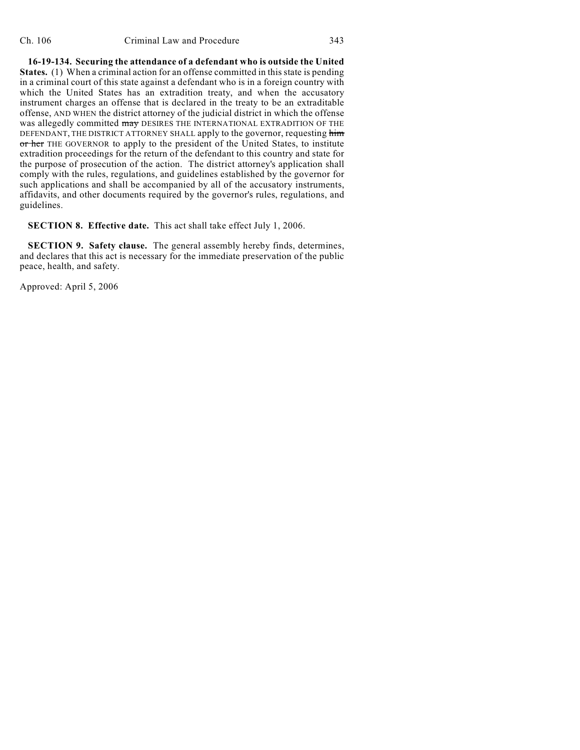**16-19-134. Securing the attendance of a defendant who is outside the United States.** (1) When a criminal action for an offense committed in this state is pending in a criminal court of this state against a defendant who is in a foreign country with which the United States has an extradition treaty, and when the accusatory instrument charges an offense that is declared in the treaty to be an extraditable offense, AND WHEN the district attorney of the judicial district in which the offense was allegedly committed ~~may~~ DESIRES THE INTERNATIONAL EXTRADITION OF THE DEFENDANT, THE DISTRICT ATTORNEY SHALL apply to the governor, requesting ~~him or her~~ THE GOVERNOR to apply to the president of the United States, to institute extradition proceedings for the return of the defendant to this country and state for the purpose of prosecution of the action. The district attorney's application shall comply with the rules, regulations, and guidelines established by the governor for such applications and shall be accompanied by all of the accusatory instruments, affidavits, and other documents required by the governor's rules, regulations, and guidelines.

**SECTION 8. Effective date.** This act shall take effect July 1, 2006.

**SECTION 9. Safety clause.** The general assembly hereby finds, determines, and declares that this act is necessary for the immediate preservation of the public peace, health, and safety.

Approved: April 5, 2006